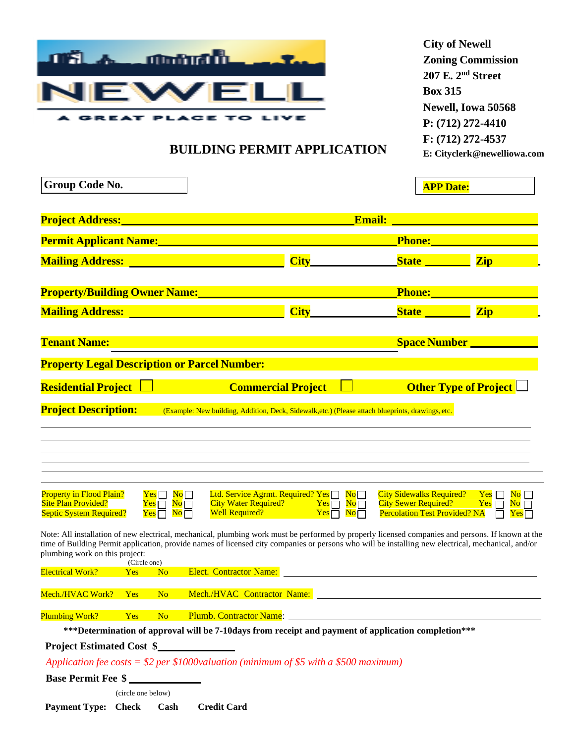NEWELL

A GREAT PLACE TO LIVE

**City of Newell**
**Zoning Commission**
**207 E. 2nd Street**
**Box 315**
**Newell, Iowa 50568**
**P: (712) 272-4410**
**F: (712) 272-4537**
**E: Cityclerk@newelliowa.com**

# BUILDING PERMIT APPLICATION

**Group Code No.**

**APP Date:**

**Project Address:** ______________________________ **Email:** ______________________

**Permit Applicant Name:** ______________________________ **Phone:** ______________________

**Mailing Address:** ____________________ **City** ______________ **State** ________ **Zip** ________

**Property/Building Owner Name:** ______________________________ **Phone:** ______________________

**Mailing Address:** ____________________ **City** ______________ **State** ________ **Zip** ________

**Tenant Name:** ______________________________ **Space Number** ____________

**Property Legal Description or Parcel Number:**

**Residential Project** ☐ **Commercial Project** ☐ **Other Type of Project** ☐

**Project Description:** (Example: New building, Addition, Deck, Sidewalk,etc.) (Please attach blueprints, drawings, etc.

_____________________________________________________________________________

_____________________________________________________________________________

_____________________________________________________________________________

_____________________________________________________________________________

_____________________________________________________________________________

| | | | | | | | | |
|---|---|---|---|---|---|---|---|---|
| Property in Flood Plain? | Yes ☐ | No ☐ | Ltd. Service Agrmt. Required? | Yes ☐ | No ☐ | City Sidewalks Required? | Yes ☐ | No ☐ |
| Site Plan Provided? | Yes ☐ | No ☐ | City Water Required? | Yes ☐ | No ☐ | City Sewer Required? | Yes ☐ | No ☐ |
| Septic System Required? | Yes ☐ | No ☐ | Well Required? | Yes ☐ | No ☐ | Percolation Test Provided? NA ☐ | | Yes ☐ |

Note: All installation of new electrical, mechanical, plumbing work must be performed by properly licensed companies and persons. If known at the time of Building Permit application, provide names of licensed city companies or persons who will be installing new electrical, mechanical, and/or plumbing work on this project:

(Circle one)

Electrical Work? Yes No Elect. Contractor Name: ______________________________

Mech./HVAC Work? Yes No Mech./HVAC Contractor Name: ______________________________

Plumbing Work? Yes No Plumb. Contractor Name: ______________________________

**\*\*\*Determination of approval will be 7-10days from receipt and payment of application completion\*\*\***

**Project Estimated Cost $** ______________

*Application fee costs = $2 per $1000valuation (minimum of $5 with a $500 maximum)*

**Base Permit Fee $** ______________

(circle one below)

**Payment Type: Check Cash Credit Card**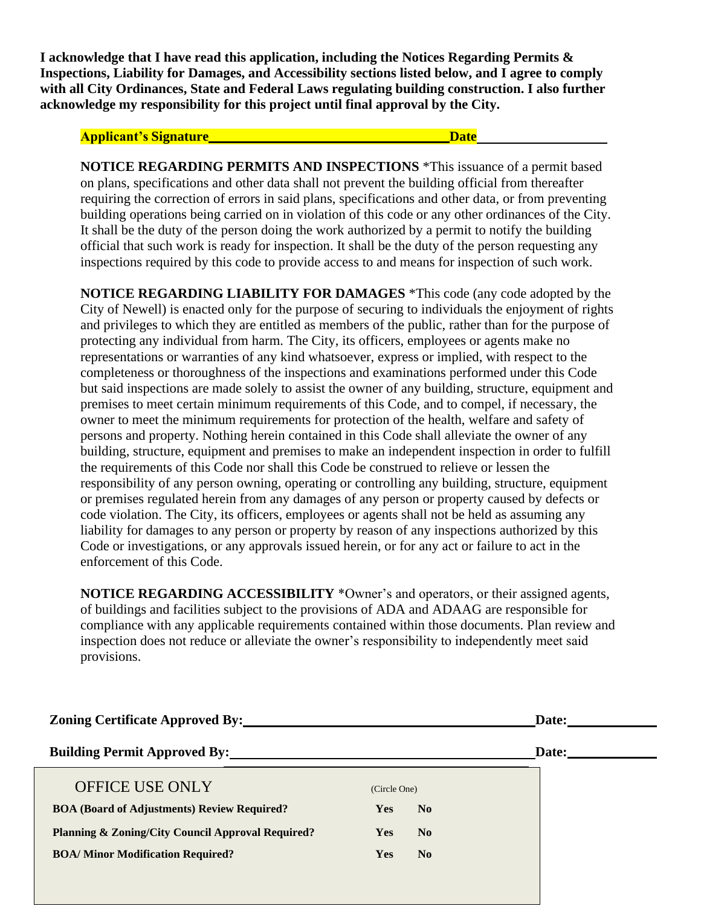**I acknowledge that I have read this application, including the Notices Regarding Permits & Inspections, Liability for Damages, and Accessibility sections listed below, and I agree to comply with all City Ordinances, State and Federal Laws regulating building construction. I also further acknowledge my responsibility for this project until final approval by the City.**

**Applicant's Signature**\_\_\_\_\_\_\_\_\_\_\_\_\_\_\_\_\_\_\_\_\_\_\_\_\_\_\_\_\_\_\_\_\_\_\_\_**Date**\_\_\_\_\_\_\_\_\_\_\_\_\_\_\_\_\_\_

**NOTICE REGARDING PERMITS AND INSPECTIONS** *This issuance of a permit based on plans, specifications and other data shall not prevent the building official from thereafter requiring the correction of errors in said plans, specifications and other data, or from preventing building operations being carried on in violation of this code or any other ordinances of the City. It shall be the duty of the person doing the work authorized by a permit to notify the building official that such work is ready for inspection. It shall be the duty of the person requesting any inspections required by this code to provide access to and means for inspection of such work.

**NOTICE REGARDING LIABILITY FOR DAMAGES** *This code (any code adopted by the City of Newell) is enacted only for the purpose of securing to individuals the enjoyment of rights and privileges to which they are entitled as members of the public, rather than for the purpose of protecting any individual from harm. The City, its officers, employees or agents make no representations or warranties of any kind whatsoever, express or implied, with respect to the completeness or thoroughness of the inspections and examinations performed under this Code but said inspections are made solely to assist the owner of any building, structure, equipment and premises to meet certain minimum requirements of this Code, and to compel, if necessary, the owner to meet the minimum requirements for protection of the health, welfare and safety of persons and property. Nothing herein contained in this Code shall alleviate the owner of any building, structure, equipment and premises to make an independent inspection in order to fulfill the requirements of this Code nor shall this Code be construed to relieve or lessen the responsibility of any person owning, operating or controlling any building, structure, equipment or premises regulated herein from any damages of any person or property caused by defects or code violation. The City, its officers, employees or agents shall not be held as assuming any liability for damages to any person or property by reason of any inspections authorized by this Code or investigations, or any approvals issued herein, or for any act or failure to act in the enforcement of this Code.

**NOTICE REGARDING ACCESSIBILITY** *Owner's and operators, or their assigned agents, of buildings and facilities subject to the provisions of ADA and ADAAG are responsible for compliance with any applicable requirements contained within those documents. Plan review and inspection does not reduce or alleviate the owner's responsibility to independently meet said provisions.

**Zoning Certificate Approved By:**\_\_\_\_\_\_\_\_\_\_\_\_\_\_\_\_\_\_\_\_\_\_\_\_\_\_\_\_\_\_\_\_\_\_\_\_\_\_\_\_\_\_**Date:**\_\_\_\_\_\_\_\_\_\_\_\_

**Building Permit Approved By:**\_\_\_\_\_\_\_\_\_\_\_\_\_\_\_\_\_\_\_\_\_\_\_\_\_\_\_\_\_\_\_\_\_\_\_\_\_\_\_\_\_\_\_**Date:**\_\_\_\_\_\_\_\_\_\_\_\_

| OFFICE USE ONLY | (Circle One) | |
|---|---|---|
| **BOA (Board of Adjustments) Review Required?** | **Yes** | **No** |
| **Planning & Zoning/City Council Approval Required?** | **Yes** | **No** |
| **BOA/ Minor Modification Required?** | **Yes** | **No** |